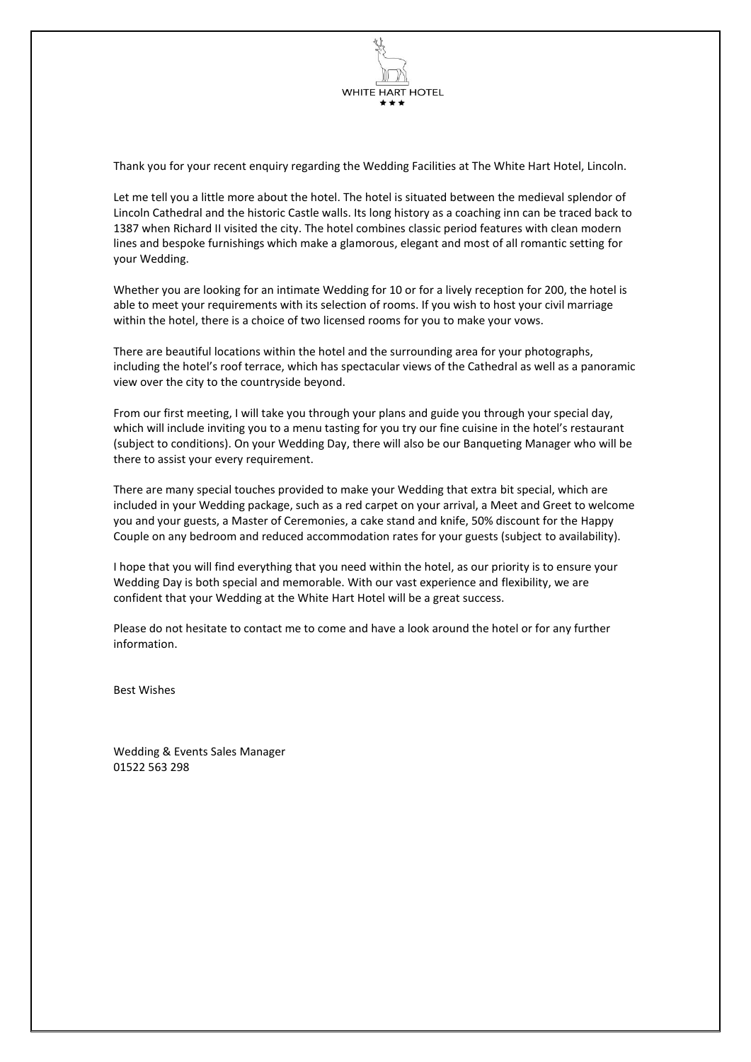WHITE HART HOTEL

★ ★ ★

Thank you for your recent enquiry regarding the Wedding Facilities at The White Hart Hotel, Lincoln.

Let me tell you a little more about the hotel. The hotel is situated between the medieval splendor of Lincoln Cathedral and the historic Castle walls. Its long history as a coaching inn can be traced back to 1387 when Richard II visited the city. The hotel combines classic period features with clean modern lines and bespoke furnishings which make a glamorous, elegant and most of all romantic setting for your Wedding.

Whether you are looking for an intimate Wedding for 10 or for a lively reception for 200, the hotel is able to meet your requirements with its selection of rooms. If you wish to host your civil marriage within the hotel, there is a choice of two licensed rooms for you to make your vows.

There are beautiful locations within the hotel and the surrounding area for your photographs, including the hotel's roof terrace, which has spectacular views of the Cathedral as well as a panoramic view over the city to the countryside beyond.

From our first meeting, I will take you through your plans and guide you through your special day, which will include inviting you to a menu tasting for you try our fine cuisine in the hotel's restaurant (subject to conditions). On your Wedding Day, there will also be our Banqueting Manager who will be there to assist your every requirement.

There are many special touches provided to make your Wedding that extra bit special, which are included in your Wedding package, such as a red carpet on your arrival, a Meet and Greet to welcome you and your guests, a Master of Ceremonies, a cake stand and knife, 50% discount for the Happy Couple on any bedroom and reduced accommodation rates for your guests (subject to availability).

I hope that you will find everything that you need within the hotel, as our priority is to ensure your Wedding Day is both special and memorable. With our vast experience and flexibility, we are confident that your Wedding at the White Hart Hotel will be a great success.

Please do not hesitate to contact me to come and have a look around the hotel or for any further information.

Best Wishes

Wedding & Events Sales Manager
01522 563 298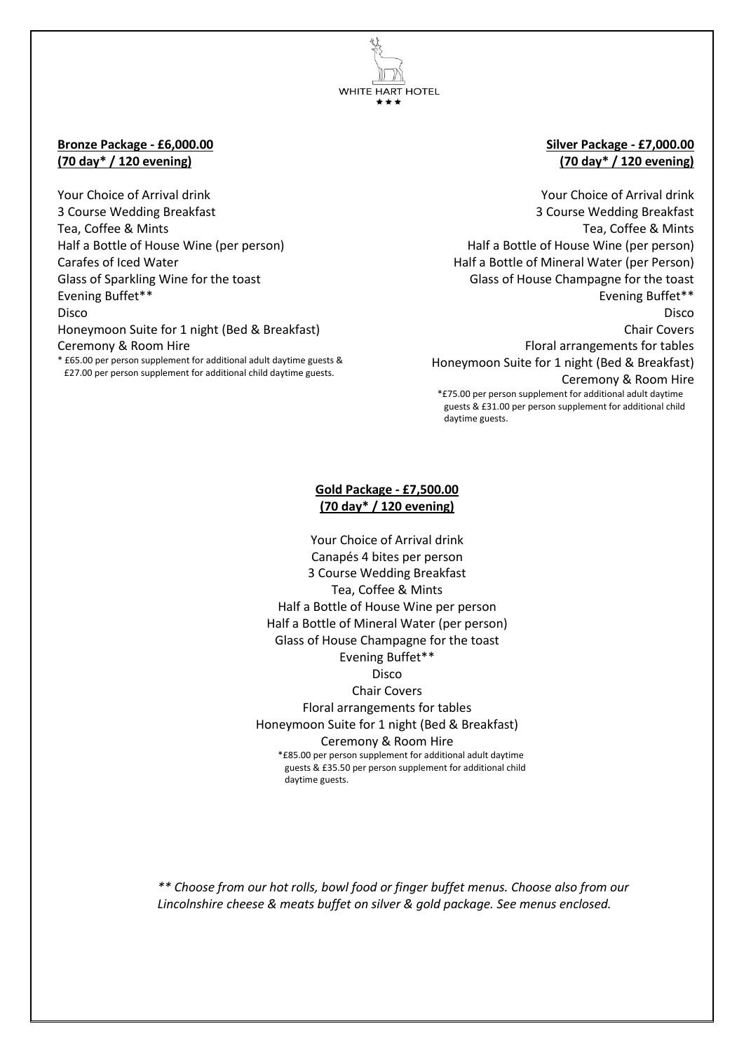WHITE HART HOTEL

★★★

**Bronze Package - £6,000.00**
**(70 day* / 120 evening)**

Your Choice of Arrival drink
3 Course Wedding Breakfast
Tea, Coffee & Mints
Half a Bottle of House Wine (per person)
Carafes of Iced Water
Glass of Sparkling Wine for the toast
Evening Buffet**
Disco
Honeymoon Suite for 1 night (Bed & Breakfast)
Ceremony & Room Hire

* £65.00 per person supplement for additional adult daytime guests & £27.00 per person supplement for additional child daytime guests.

**Silver Package - £7,000.00**
**(70 day* / 120 evening)**

Your Choice of Arrival drink
3 Course Wedding Breakfast
Tea, Coffee & Mints
Half a Bottle of House Wine (per person)
Half a Bottle of Mineral Water (per Person)
Glass of House Champagne for the toast
Evening Buffet**
Disco
Chair Covers
Floral arrangements for tables
Honeymoon Suite for 1 night (Bed & Breakfast)
Ceremony & Room Hire

*£75.00 per person supplement for additional adult daytime guests & £31.00 per person supplement for additional child daytime guests.

**Gold Package - £7,500.00**
**(70 day* / 120 evening)**

Your Choice of Arrival drink
Canapés 4 bites per person
3 Course Wedding Breakfast
Tea, Coffee & Mints
Half a Bottle of House Wine per person
Half a Bottle of Mineral Water (per person)
Glass of House Champagne for the toast
Evening Buffet**
Disco
Chair Covers
Floral arrangements for tables
Honeymoon Suite for 1 night (Bed & Breakfast)
Ceremony & Room Hire

*£85.00 per person supplement for additional adult daytime guests & £35.50 per person supplement for additional child daytime guests.

*** Choose from our hot rolls, bowl food or finger buffet menus. Choose also from our Lincolnshire cheese & meats buffet on silver & gold package. See menus enclosed.*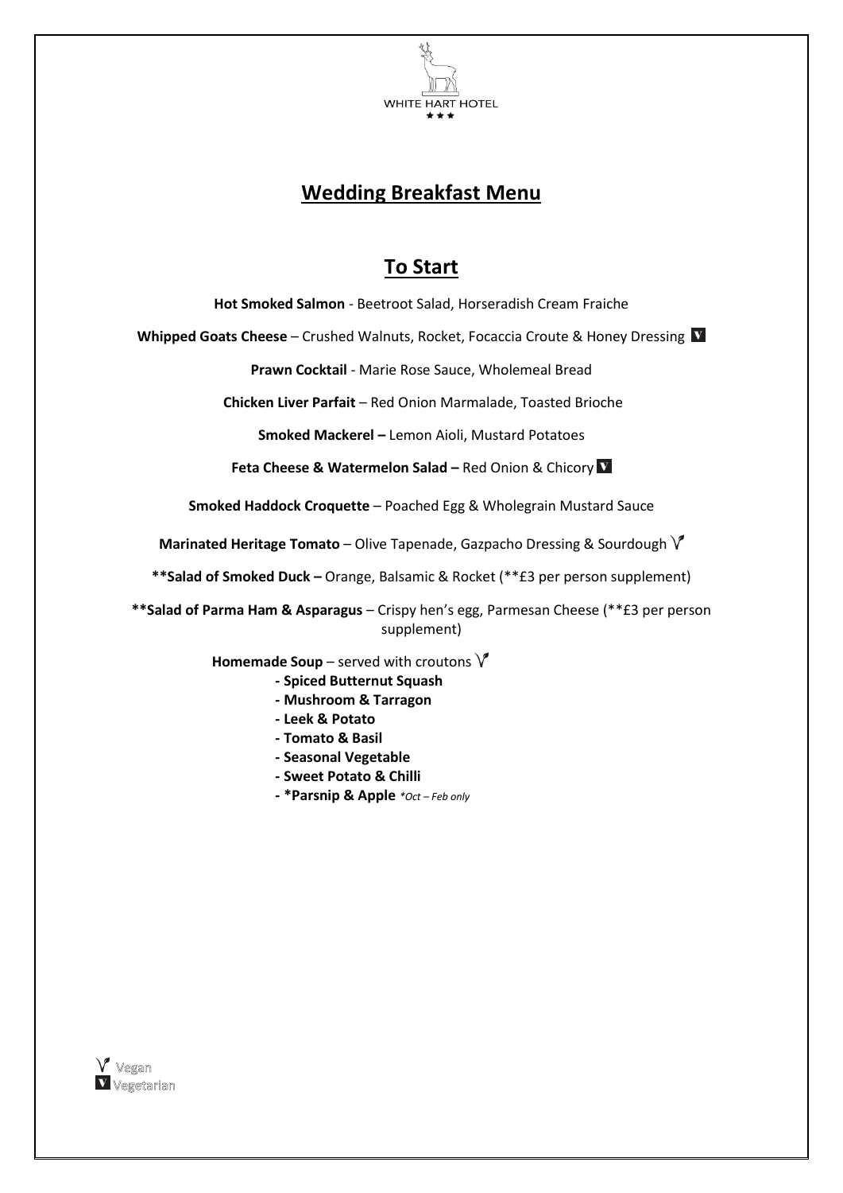WHITE HART HOTEL
★★★

# Wedding Breakfast Menu

## To Start

**Hot Smoked Salmon** - Beetroot Salad, Horseradish Cream Fraiche

**Whipped Goats Cheese** – Crushed Walnuts, Rocket, Focaccia Croute & Honey Dressing V

**Prawn Cocktail** - Marie Rose Sauce, Wholemeal Bread

**Chicken Liver Parfait** – Red Onion Marmalade, Toasted Brioche

**Smoked Mackerel –** Lemon Aioli, Mustard Potatoes

**Feta Cheese & Watermelon Salad –** Red Onion & Chicory V

**Smoked Haddock Croquette** – Poached Egg & Wholegrain Mustard Sauce

**Marinated Heritage Tomato** – Olive Tapenade, Gazpacho Dressing & Sourdough Ve

****Salad of Smoked Duck –** Orange, Balsamic & Rocket (**£3 per person supplement)

****Salad of Parma Ham & Asparagus** – Crispy hen's egg, Parmesan Cheese (**£3 per person supplement)

**Homemade Soup** – served with croutons Ve

- **Spiced Butternut Squash**
- **Mushroom & Tarragon**
- **Leek & Potato**
- **Tomato & Basil**
- **Seasonal Vegetable**
- **Sweet Potato & Chilli**
- ***Parsnip & Apple** *\*Oct – Feb only*

Ve Vegan
V Vegetarian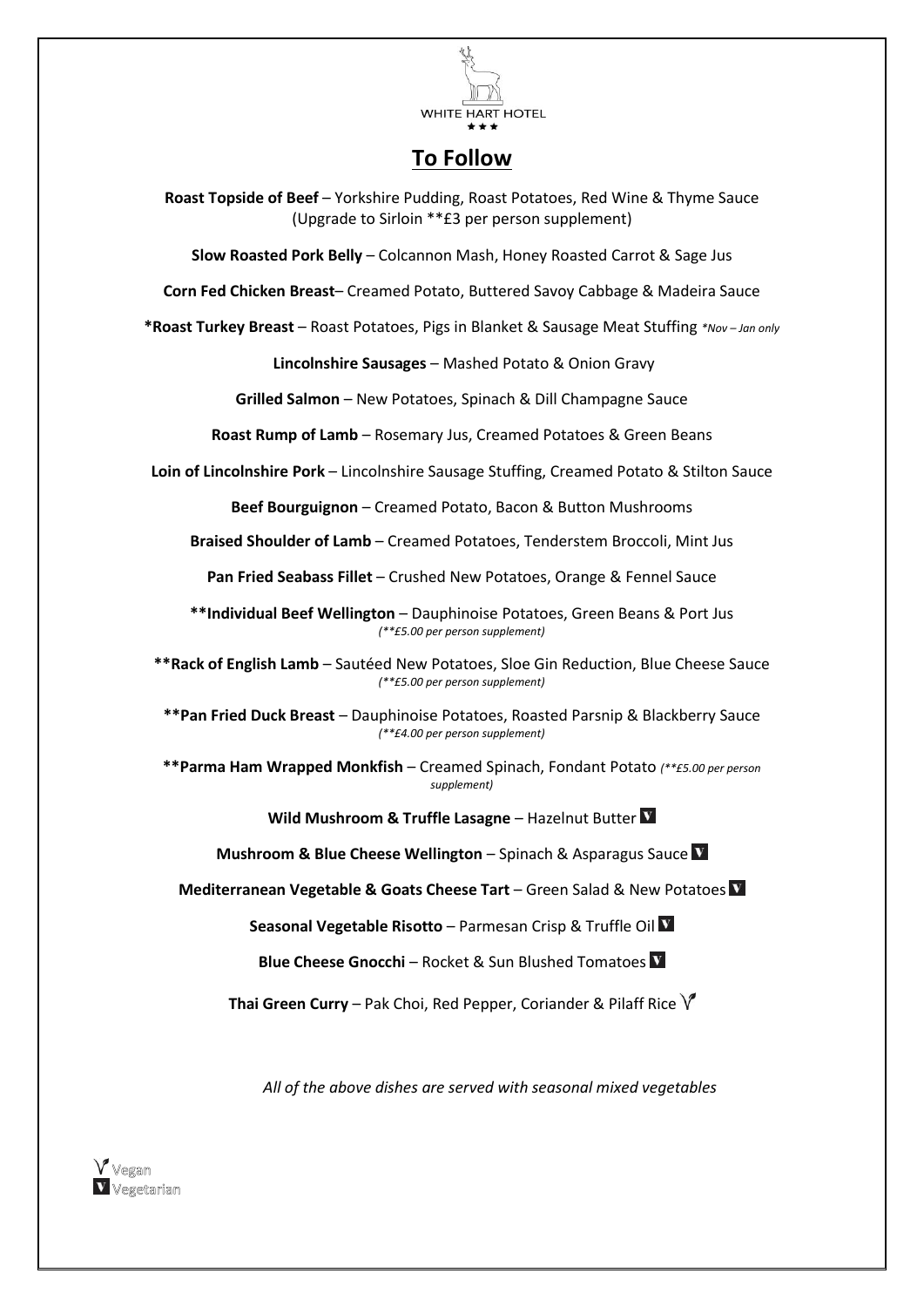WHITE HART HOTEL

★★★

# To Follow

**Roast Topside of Beef** – Yorkshire Pudding, Roast Potatoes, Red Wine & Thyme Sauce (Upgrade to Sirloin **£3 per person supplement)

**Slow Roasted Pork Belly** – Colcannon Mash, Honey Roasted Carrot & Sage Jus

**Corn Fed Chicken Breast**– Creamed Potato, Buttered Savoy Cabbage & Madeira Sauce

***Roast Turkey Breast** – Roast Potatoes, Pigs in Blanket & Sausage Meat Stuffing *\*Nov – Jan only*

**Lincolnshire Sausages** – Mashed Potato & Onion Gravy

**Grilled Salmon** – New Potatoes, Spinach & Dill Champagne Sauce

**Roast Rump of Lamb** – Rosemary Jus, Creamed Potatoes & Green Beans

**Loin of Lincolnshire Pork** – Lincolnshire Sausage Stuffing, Creamed Potato & Stilton Sauce

**Beef Bourguignon** – Creamed Potato, Bacon & Button Mushrooms

**Braised Shoulder of Lamb** – Creamed Potatoes, Tenderstem Broccoli, Mint Jus

**Pan Fried Seabass Fillet** – Crushed New Potatoes, Orange & Fennel Sauce

****Individual Beef Wellington** – Dauphinoise Potatoes, Green Beans & Port Jus
*(**£5.00 per person supplement)*

****Rack of English Lamb** – Sautéed New Potatoes, Sloe Gin Reduction, Blue Cheese Sauce
*(**£5.00 per person supplement)*

****Pan Fried Duck Breast** – Dauphinoise Potatoes, Roasted Parsnip & Blackberry Sauce
*(**£4.00 per person supplement)*

****Parma Ham Wrapped Monkfish** – Creamed Spinach, Fondant Potato *(**£5.00 per person supplement)*

**Wild Mushroom & Truffle Lasagne** – Hazelnut Butter (V)

**Mushroom & Blue Cheese Wellington** – Spinach & Asparagus Sauce (V)

**Mediterranean Vegetable & Goats Cheese Tart** – Green Salad & New Potatoes (V)

**Seasonal Vegetable Risotto** – Parmesan Crisp & Truffle Oil (V)

**Blue Cheese Gnocchi** – Rocket & Sun Blushed Tomatoes (V)

**Thai Green Curry** – Pak Choi, Red Pepper, Coriander & Pilaff Rice (Vegan)

*All of the above dishes are served with seasonal mixed vegetables*

Vegan
(V) Vegetarian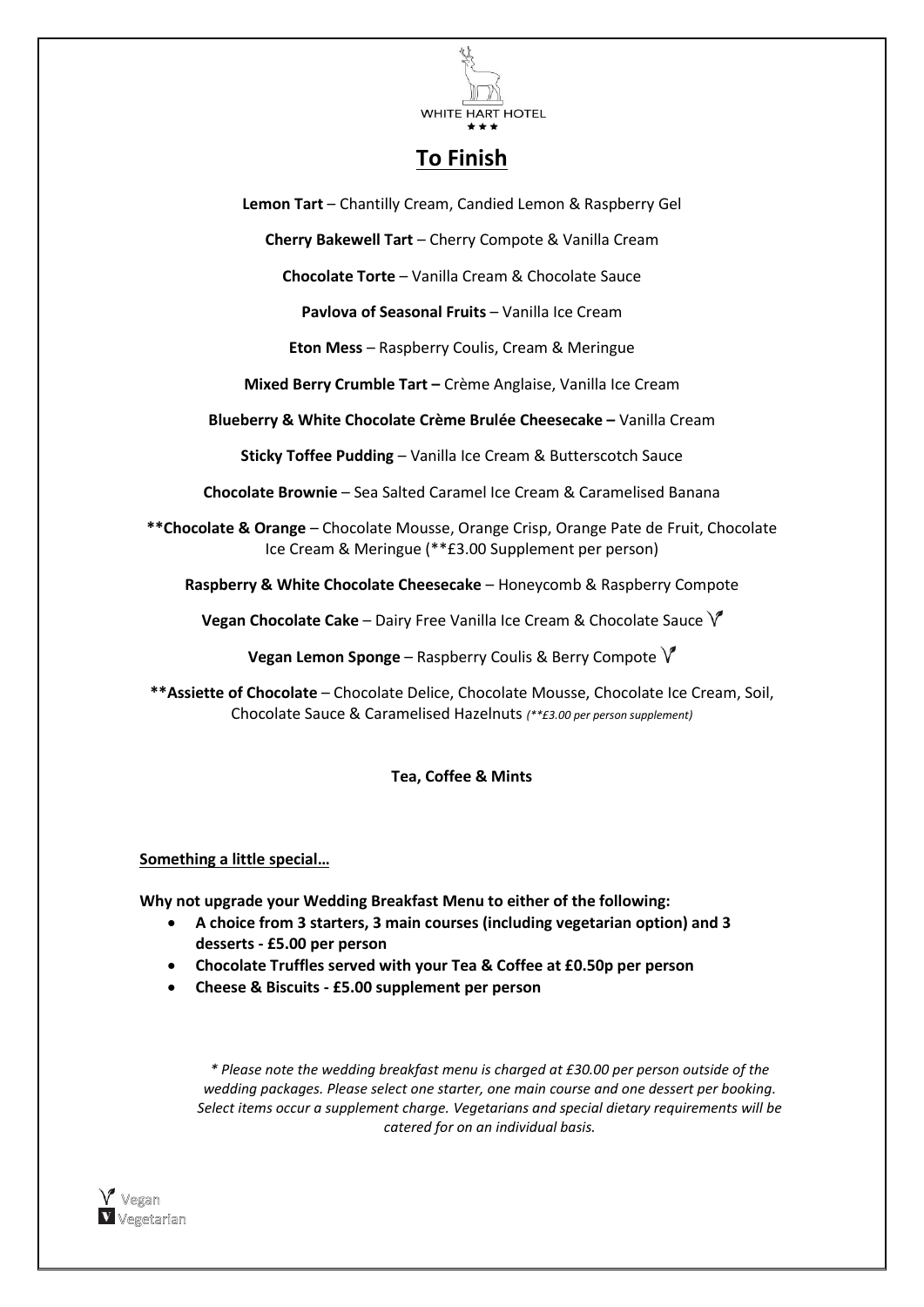WHITE HART HOTEL
★★★

# To Finish

**Lemon Tart** – Chantilly Cream, Candied Lemon & Raspberry Gel

**Cherry Bakewell Tart** – Cherry Compote & Vanilla Cream

**Chocolate Torte** – Vanilla Cream & Chocolate Sauce

**Pavlova of Seasonal Fruits** – Vanilla Ice Cream

**Eton Mess** – Raspberry Coulis, Cream & Meringue

**Mixed Berry Crumble Tart –** Crème Anglaise, Vanilla Ice Cream

**Blueberry & White Chocolate Crème Brulée Cheesecake –** Vanilla Cream

**Sticky Toffee Pudding** – Vanilla Ice Cream & Butterscotch Sauce

**Chocolate Brownie** – Sea Salted Caramel Ice Cream & Caramelised Banana

****Chocolate & Orange** – Chocolate Mousse, Orange Crisp, Orange Pate de Fruit, Chocolate Ice Cream & Meringue (**£3.00 Supplement per person)

**Raspberry & White Chocolate Cheesecake** – Honeycomb & Raspberry Compote

**Vegan Chocolate Cake** – Dairy Free Vanilla Ice Cream & Chocolate Sauce (Vegan)

**Vegan Lemon Sponge** – Raspberry Coulis & Berry Compote (Vegan)

****Assiette of Chocolate** – Chocolate Delice, Chocolate Mousse, Chocolate Ice Cream, Soil, Chocolate Sauce & Caramelised Hazelnuts *(**£3.00 per person supplement)*

**Tea, Coffee & Mints**

**Something a little special…**

**Why not upgrade your Wedding Breakfast Menu to either of the following:**

- **A choice from 3 starters, 3 main courses (including vegetarian option) and 3 desserts - £5.00 per person**
- **Chocolate Truffles served with your Tea & Coffee at £0.50p per person**
- **Cheese & Biscuits - £5.00 supplement per person**

*\* Please note the wedding breakfast menu is charged at £30.00 per person outside of the wedding packages. Please select one starter, one main course and one dessert per booking. Select items occur a supplement charge. Vegetarians and special dietary requirements will be catered for on an individual basis.*

Vegan
Vegetarian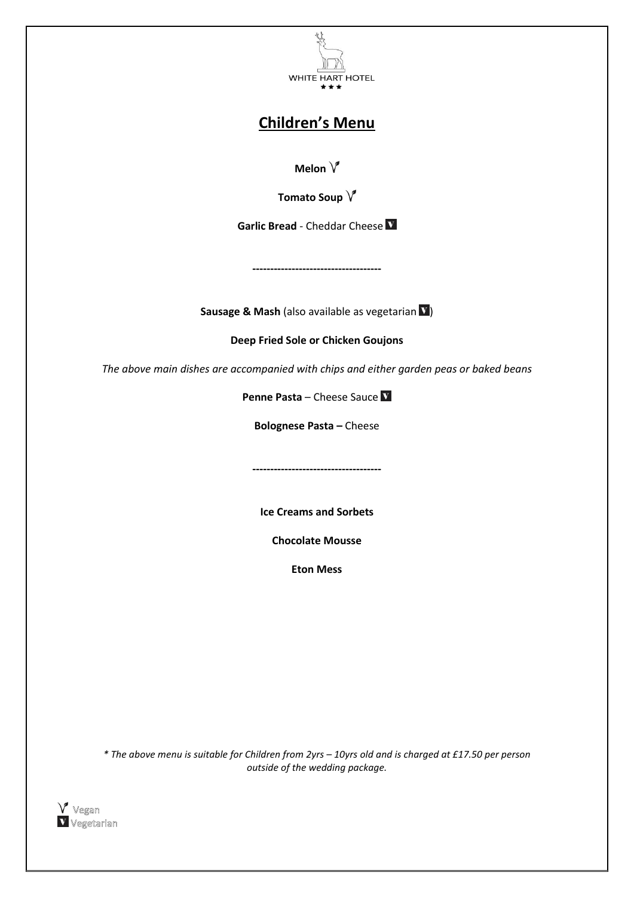WHITE HART HOTEL
★★★

# Children's Menu

**Melon** Ⓥ

**Tomato Soup** Ⓥ

**Garlic Bread** - Cheddar Cheese V

-----------------------------------

**Sausage & Mash** (also available as vegetarian V)

**Deep Fried Sole or Chicken Goujons**

*The above main dishes are accompanied with chips and either garden peas or baked beans*

**Penne Pasta** – Cheese Sauce V

**Bolognese Pasta –** Cheese

-----------------------------------

**Ice Creams and Sorbets**

**Chocolate Mousse**

**Eton Mess**

*\* The above menu is suitable for Children from 2yrs – 10yrs old and is charged at £17.50 per person outside of the wedding package.*

Ⓥ Vegan
V Vegetarian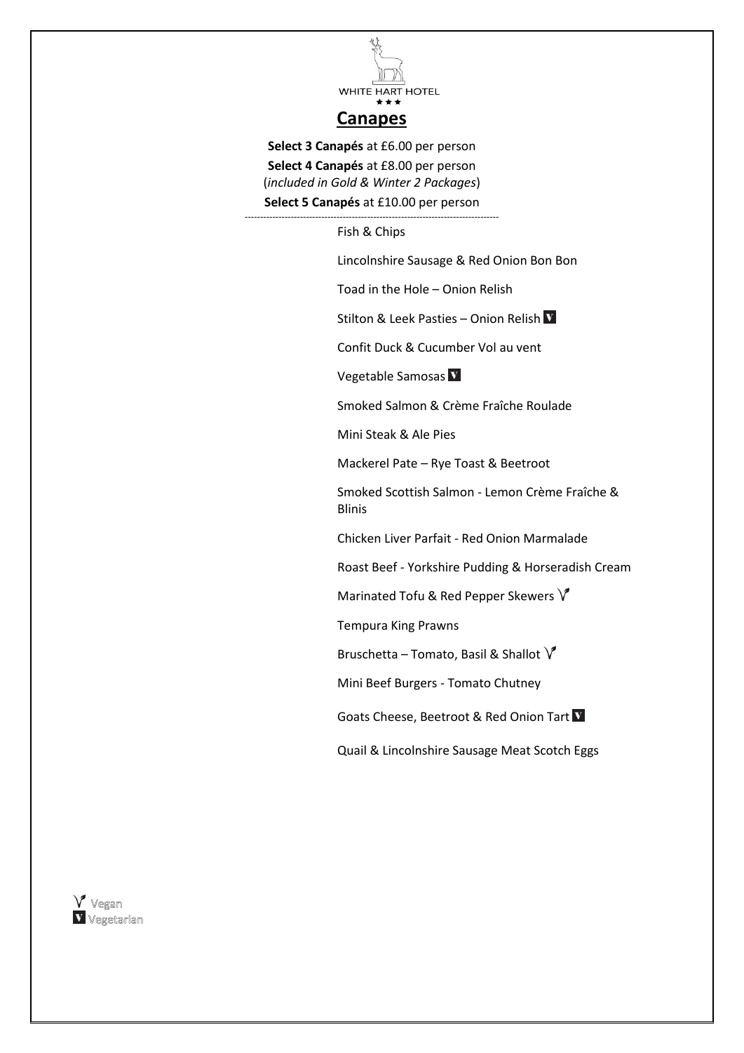WHITE HART HOTEL

★★★

# Canapes

**Select 3 Canapés** at £6.00 per person

**Select 4 Canapés** at £8.00 per person
(*included in Gold & Winter 2 Packages*)

**Select 5 Canapés** at £10.00 per person

---

Fish & Chips

Lincolnshire Sausage & Red Onion Bon Bon

Toad in the Hole – Onion Relish

Stilton & Leek Pasties – Onion Relish V

Confit Duck & Cucumber Vol au vent

Vegetable Samosas V

Smoked Salmon & Crème Fraîche Roulade

Mini Steak & Ale Pies

Mackerel Pate – Rye Toast & Beetroot

Smoked Scottish Salmon - Lemon Crème Fraîche & Blinis

Chicken Liver Parfait - Red Onion Marmalade

Roast Beef - Yorkshire Pudding & Horseradish Cream

Marinated Tofu & Red Pepper Skewers Vg

Tempura King Prawns

Bruschetta – Tomato, Basil & Shallot Vg

Mini Beef Burgers - Tomato Chutney

Goats Cheese, Beetroot & Red Onion Tart V

Quail & Lincolnshire Sausage Meat Scotch Eggs

Vg Vegan
V Vegetarian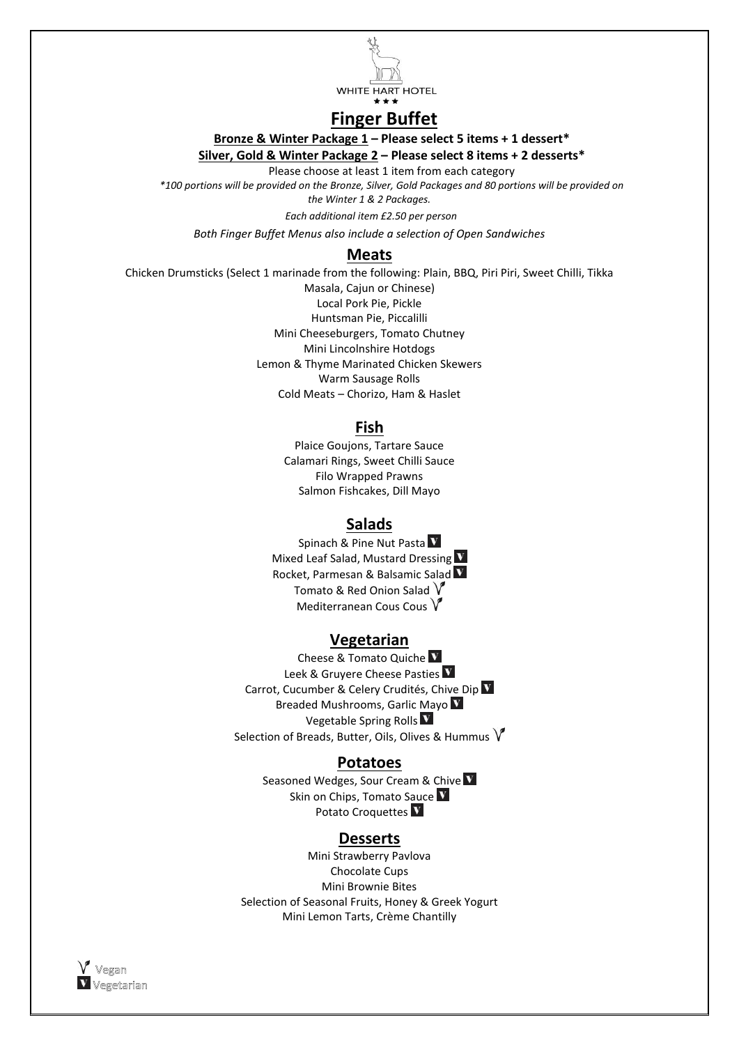WHITE HART HOTEL

★★★

# Finger Buffet

**Bronze & Winter Package 1 – Please select 5 items + 1 dessert***

**Silver, Gold & Winter Package 2 – Please select 8 items + 2 desserts***

Please choose at least 1 item from each category

*\*100 portions will be provided on the Bronze, Silver, Gold Packages and 80 portions will be provided on the Winter 1 & 2 Packages.*

*Each additional item £2.50 per person*

*Both Finger Buffet Menus also include a selection of Open Sandwiches*

## Meats

Chicken Drumsticks (Select 1 marinade from the following: Plain, BBQ, Piri Piri, Sweet Chilli, Tikka Masala, Cajun or Chinese)
Local Pork Pie, Pickle
Huntsman Pie, Piccalilli
Mini Cheeseburgers, Tomato Chutney
Mini Lincolnshire Hotdogs
Lemon & Thyme Marinated Chicken Skewers
Warm Sausage Rolls
Cold Meats – Chorizo, Ham & Haslet

## Fish

Plaice Goujons, Tartare Sauce
Calamari Rings, Sweet Chilli Sauce
Filo Wrapped Prawns
Salmon Fishcakes, Dill Mayo

## Salads

Spinach & Pine Nut Pasta (V)
Mixed Leaf Salad, Mustard Dressing (V)
Rocket, Parmesan & Balsamic Salad (V)
Tomato & Red Onion Salad (Vegan)
Mediterranean Cous Cous (Vegan)

## Vegetarian

Cheese & Tomato Quiche (V)
Leek & Gruyere Cheese Pasties (V)
Carrot, Cucumber & Celery Crudités, Chive Dip (V)
Breaded Mushrooms, Garlic Mayo (V)
Vegetable Spring Rolls (V)
Selection of Breads, Butter, Oils, Olives & Hummus (Vegan)

## Potatoes

Seasoned Wedges, Sour Cream & Chive (V)
Skin on Chips, Tomato Sauce (V)
Potato Croquettes (V)

## Desserts

Mini Strawberry Pavlova
Chocolate Cups
Mini Brownie Bites
Selection of Seasonal Fruits, Honey & Greek Yogurt
Mini Lemon Tarts, Crème Chantilly

(Vegan) Vegan
(V) Vegetarian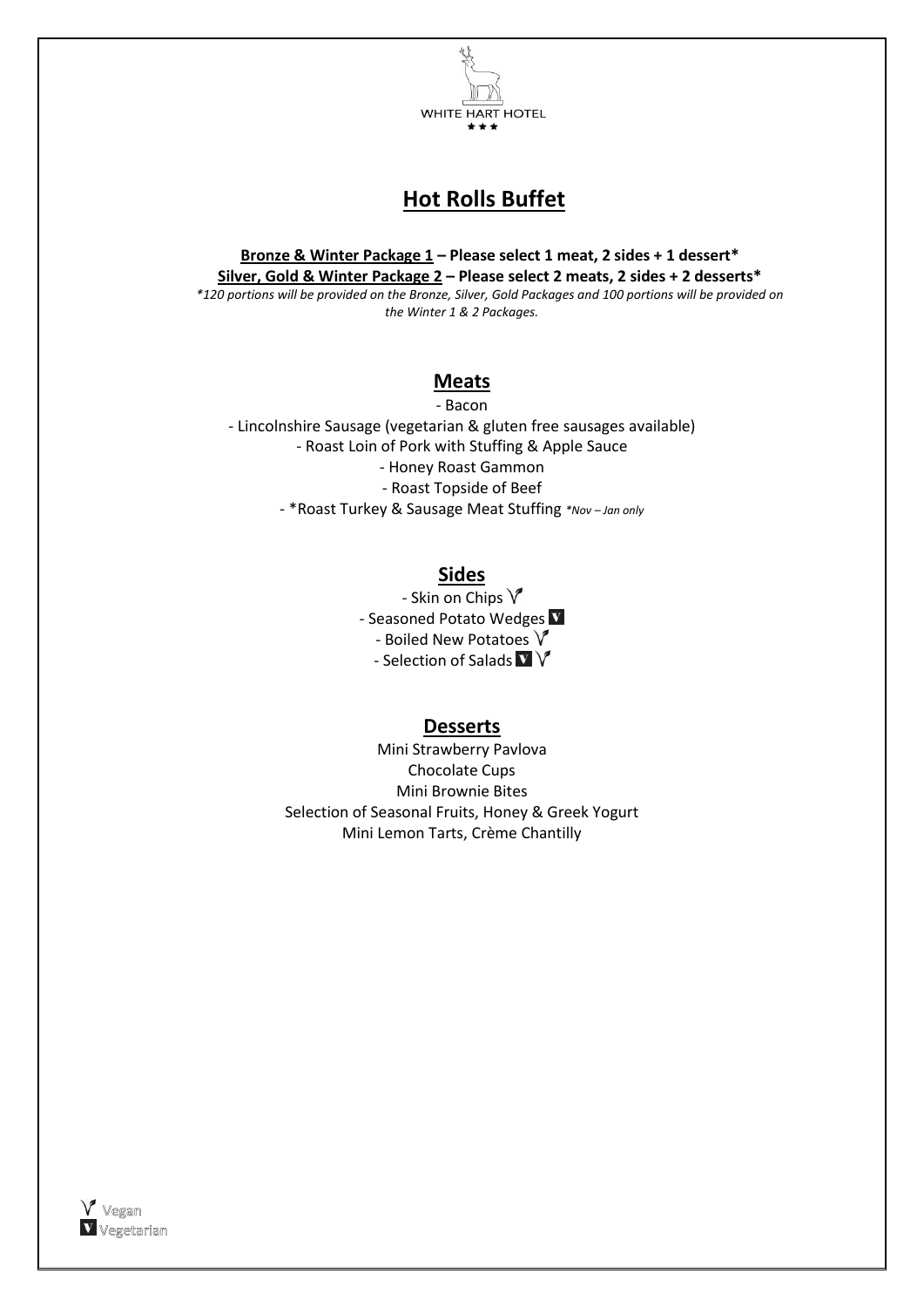WHITE HART HOTEL

★★★

# Hot Rolls Buffet

**Bronze & Winter Package 1 – Please select 1 meat, 2 sides + 1 dessert***

**Silver, Gold & Winter Package 2 – Please select 2 meats, 2 sides + 2 desserts***

*\*120 portions will be provided on the Bronze, Silver, Gold Packages and 100 portions will be provided on the Winter 1 & 2 Packages.*

## Meats

- Bacon
- Lincolnshire Sausage (vegetarian & gluten free sausages available)
- Roast Loin of Pork with Stuffing & Apple Sauce
- Honey Roast Gammon
- Roast Topside of Beef
- *Roast Turkey & Sausage Meat Stuffing *\*Nov – Jan only*

## Sides

- Skin on Chips (Vegan)
- Seasoned Potato Wedges (Vegetarian)
- Boiled New Potatoes (Vegan)
- Selection of Salads (Vegetarian) (Vegan)

## Desserts

Mini Strawberry Pavlova

Chocolate Cups

Mini Brownie Bites

Selection of Seasonal Fruits, Honey & Greek Yogurt

Mini Lemon Tarts, Crème Chantilly

Vegan

Vegetarian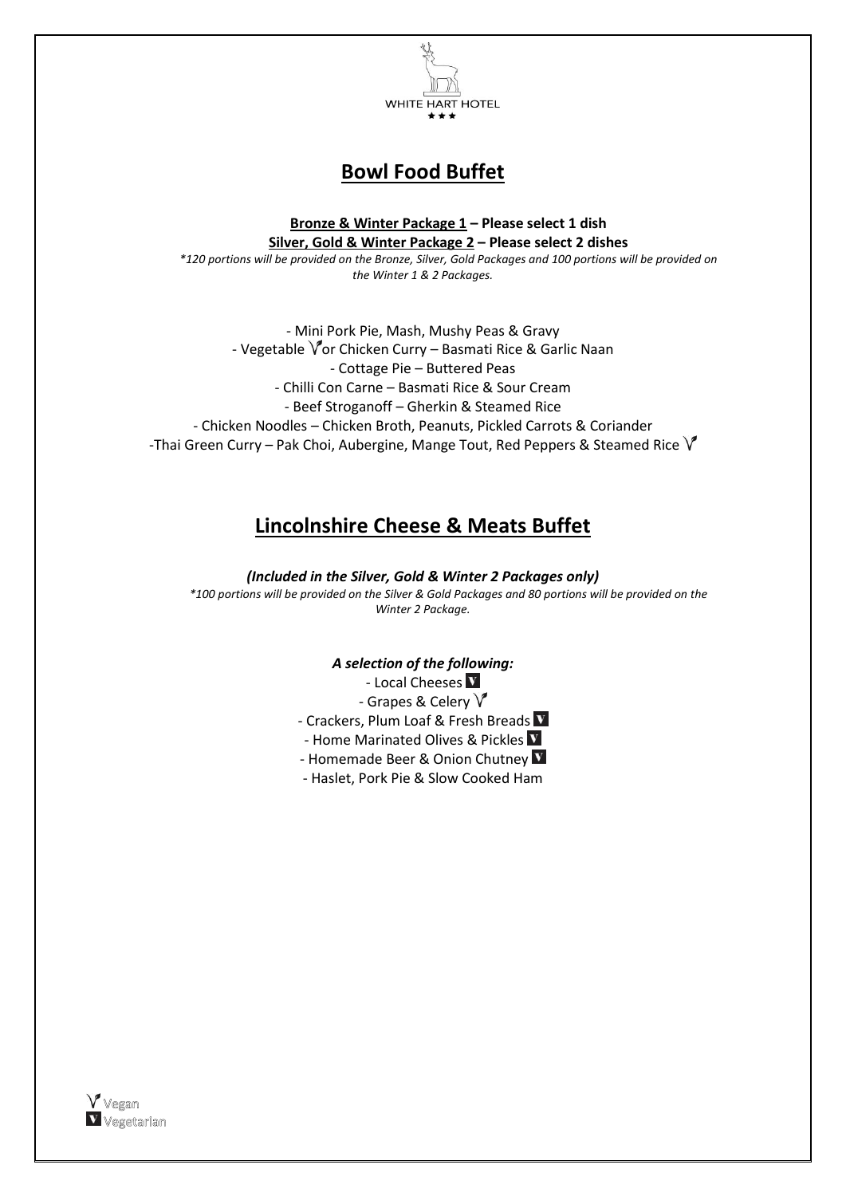WHITE HART HOTEL

★ ★ ★

# Bowl Food Buffet

**Bronze & Winter Package 1 – Please select 1 dish**

**Silver, Gold & Winter Package 2 – Please select 2 dishes**

*\*120 portions will be provided on the Bronze, Silver, Gold Packages and 100 portions will be provided on the Winter 1 & 2 Packages.*

- Mini Pork Pie, Mash, Mushy Peas & Gravy
- Vegetable (Vegan) or Chicken Curry – Basmati Rice & Garlic Naan
- Cottage Pie – Buttered Peas
- Chilli Con Carne – Basmati Rice & Sour Cream
- Beef Stroganoff – Gherkin & Steamed Rice
- Chicken Noodles – Chicken Broth, Peanuts, Pickled Carrots & Coriander
- Thai Green Curry – Pak Choi, Aubergine, Mange Tout, Red Peppers & Steamed Rice (Vegan)

# Lincolnshire Cheese & Meats Buffet

***(Included in the Silver, Gold & Winter 2 Packages only)***

*\*100 portions will be provided on the Silver & Gold Packages and 80 portions will be provided on the Winter 2 Package.*

***A selection of the following:***

- Local Cheeses (Vegetarian)
- Grapes & Celery (Vegan)
- Crackers, Plum Loaf & Fresh Breads (Vegetarian)
- Home Marinated Olives & Pickles (Vegetarian)
- Homemade Beer & Onion Chutney (Vegetarian)
- Haslet, Pork Pie & Slow Cooked Ham

Vegan

Vegetarian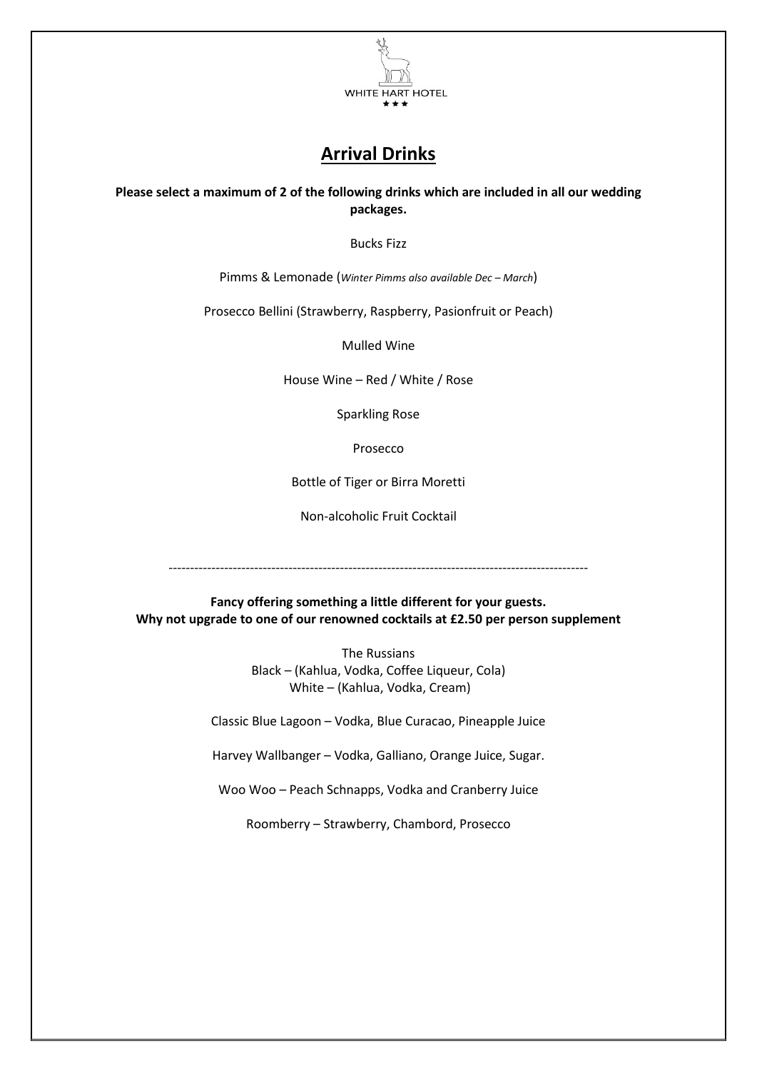WHITE HART HOTEL

★★★

# Arrival Drinks

**Please select a maximum of 2 of the following drinks which are included in all our wedding packages.**

Bucks Fizz

Pimms & Lemonade (*Winter Pimms also available Dec – March*)

Prosecco Bellini (Strawberry, Raspberry, Pasionfruit or Peach)

Mulled Wine

House Wine – Red / White / Rose

Sparkling Rose

Prosecco

Bottle of Tiger or Birra Moretti

Non-alcoholic Fruit Cocktail

---

**Fancy offering something a little different for your guests.**
**Why not upgrade to one of our renowned cocktails at £2.50 per person supplement**

The Russians
Black – (Kahlua, Vodka, Coffee Liqueur, Cola)
White – (Kahlua, Vodka, Cream)

Classic Blue Lagoon – Vodka, Blue Curacao, Pineapple Juice

Harvey Wallbanger – Vodka, Galliano, Orange Juice, Sugar.

Woo Woo – Peach Schnapps, Vodka and Cranberry Juice

Roomberry – Strawberry, Chambord, Prosecco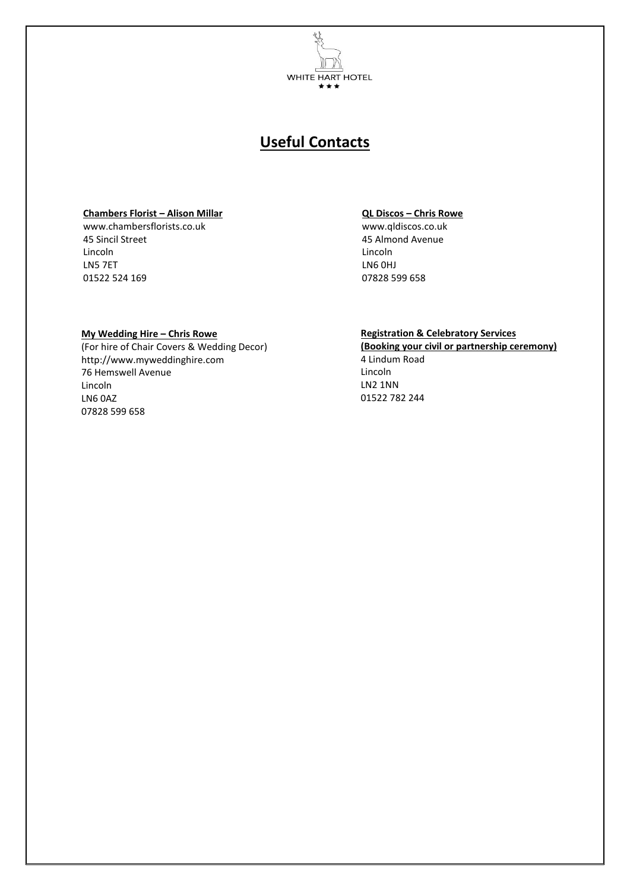WHITE HART HOTEL

★★★

# Useful Contacts

**Chambers Florist – Alison Millar**
www.chambersflorists.co.uk
45 Sincil Street
Lincoln
LN5 7ET
01522 524 169

**QL Discos – Chris Rowe**
www.qldiscos.co.uk
45 Almond Avenue
Lincoln
LN6 0HJ
07828 599 658

**My Wedding Hire – Chris Rowe**
(For hire of Chair Covers & Wedding Decor)
http://www.myweddinghire.com
76 Hemswell Avenue
Lincoln
LN6 0AZ
07828 599 658

**Registration & Celebratory Services**
**(Booking your civil or partnership ceremony)**
4 Lindum Road
Lincoln
LN2 1NN
01522 782 244